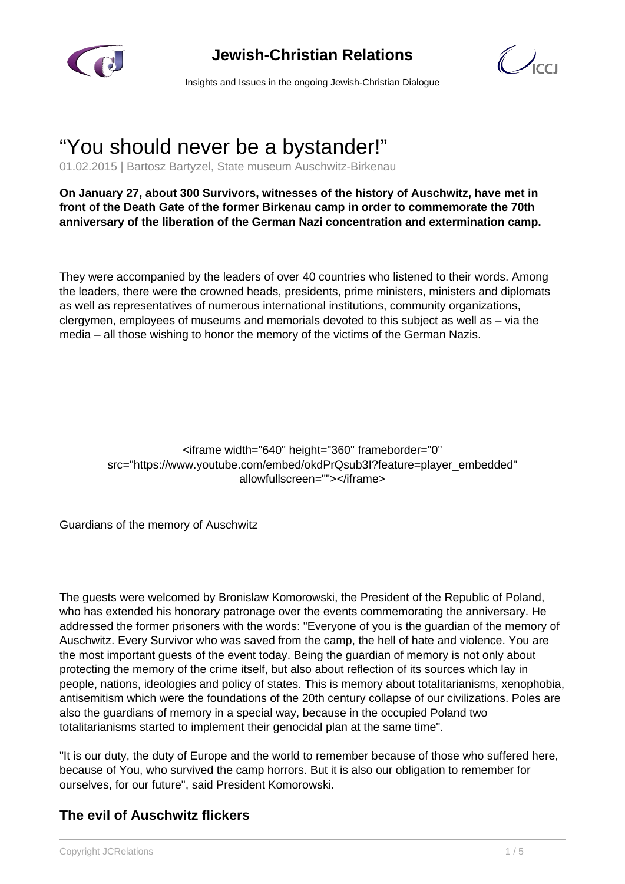# “You should never be a bystander!”

01.02.2015 | Bartosz Bartyzel, State museum Auschwitz-Birkenau

**On January 27, about 300 Survivors, witnesses of the history of Auschwitz, have met in front of the Death Gate of the former Birkenau camp in order to commemorate the 70th anniversary of the liberation of the German Nazi concentration and extermination camp.**

They were accompanied by the leaders of over 40 countries who listened to their words. Among the leaders, there were the crowned heads, presidents, prime ministers, ministers and diplomats as well as representatives of numerous international institutions, community organizations, clergymen, employees of museums and memorials devoted to this subject as well as – via the media – all those wishing to honor the memory of the victims of the German Nazis.

<iframe width="640" height="360" frameborder="0" src="https://www.youtube.com/embed/okdPrQsub3I?feature=player_embedded" allowfullscreen=""></iframe>

Guardians of the memory of Auschwitz

The guests were welcomed by Bronislaw Komorowski, the President of the Republic of Poland, who has extended his honorary patronage over the events commemorating the anniversary. He addressed the former prisoners with the words: "Everyone of you is the guardian of the memory of Auschwitz. Every Survivor who was saved from the camp, the hell of hate and violence. You are the most important guests of the event today. Being the guardian of memory is not only about protecting the memory of the crime itself, but also about reflection of its sources which lay in people, nations, ideologies and policy of states. This is memory about totalitarianisms, xenophobia, antisemitism which were the foundations of the 20th century collapse of our civilizations. Poles are also the guardians of memory in a special way, because in the occupied Poland two totalitarianisms started to implement their genocidal plan at the same time".

"It is our duty, the duty of Europe and the world to remember because of those who suffered here, because of You, who survived the camp horrors. But it is also our obligation to remember for ourselves, for our future", said President Komorowski.

## The evil of Auschwitz flickers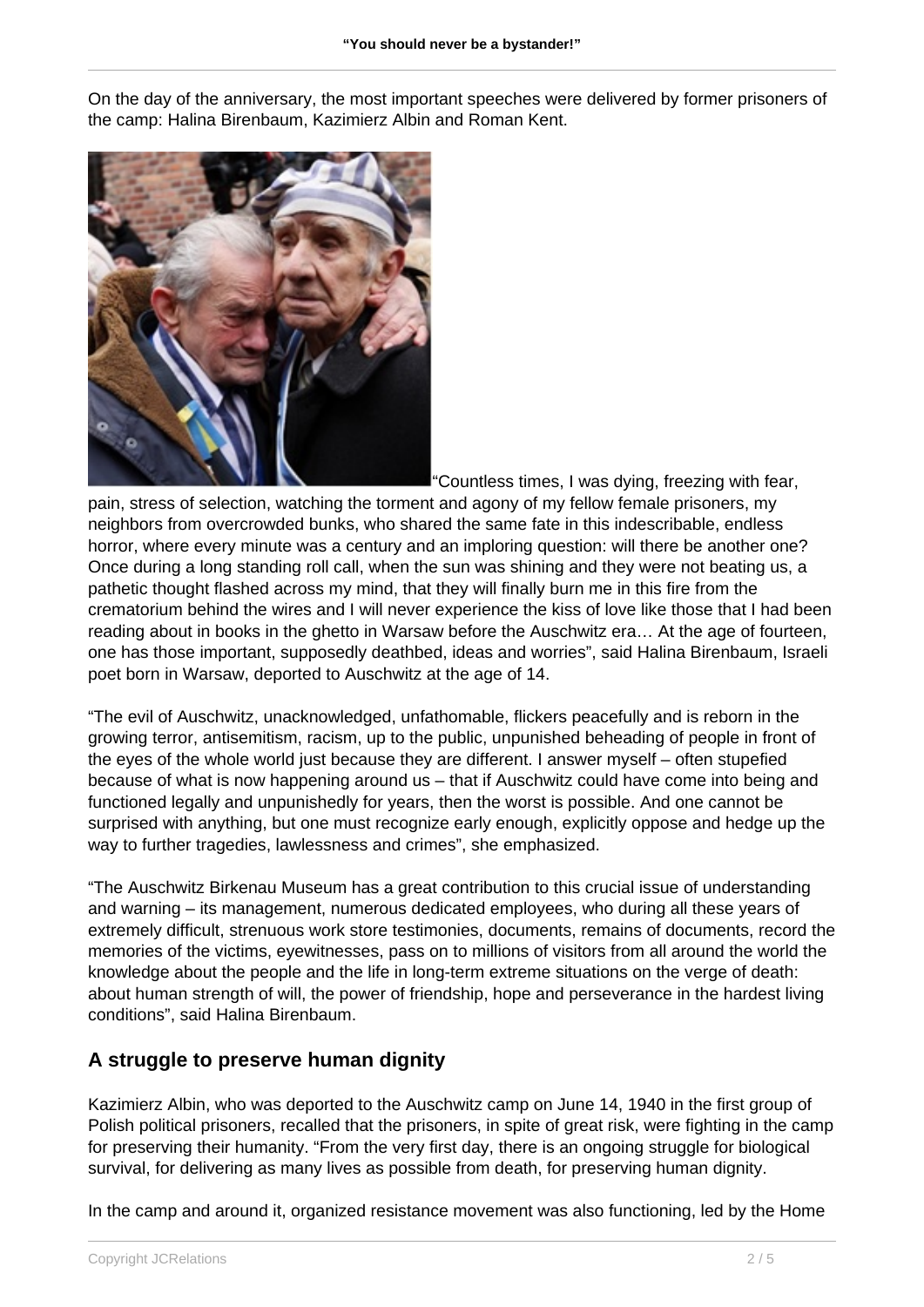On the day of the anniversary, the most important speeches were delivered by former prisoners of the camp: Halina Birenbaum, Kazimierz Albin and Roman Kent.

"Countless times, I was dying, freezing with fear, pain, stress of selection, watching the torment and agony of my fellow female prisoners, my neighbors from overcrowded bunks, who shared the same fate in this indescribable, endless horror, where every minute was a century and an imploring question: will there be another one? Once during a long standing roll call, when the sun was shining and they were not beating us, a pathetic thought flashed across my mind, that they will finally burn me in this fire from the crematorium behind the wires and I will never experience the kiss of love like those that I had been reading about in books in the ghetto in Warsaw before the Auschwitz era… At the age of fourteen, one has those important, supposedly deathbed, ideas and worries", said Halina Birenbaum, Israeli poet born in Warsaw, deported to Auschwitz at the age of 14.

"The evil of Auschwitz, unacknowledged, unfathomable, flickers peacefully and is reborn in the growing terror, antisemitism, racism, up to the public, unpunished beheading of people in front of the eyes of the whole world just because they are different. I answer myself – often stupefied because of what is now happening around us – that if Auschwitz could have come into being and functioned legally and unpunishedly for years, then the worst is possible. And one cannot be surprised with anything, but one must recognize early enough, explicitly oppose and hedge up the way to further tragedies, lawlessness and crimes", she emphasized.

"The Auschwitz Birkenau Museum has a great contribution to this crucial issue of understanding and warning – its management, numerous dedicated employees, who during all these years of extremely difficult, strenuous work store testimonies, documents, remains of documents, record the memories of the victims, eyewitnesses, pass on to millions of visitors from all around the world the knowledge about the people and the life in long-term extreme situations on the verge of death: about human strength of will, the power of friendship, hope and perseverance in the hardest living conditions", said Halina Birenbaum.

## A struggle to preserve human dignity

Kazimierz Albin, who was deported to the Auschwitz camp on June 14, 1940 in the first group of Polish political prisoners, recalled that the prisoners, in spite of great risk, were fighting in the camp for preserving their humanity. "From the very first day, there is an ongoing struggle for biological survival, for delivering as many lives as possible from death, for preserving human dignity.

In the camp and around it, organized resistance movement was also functioning, led by the Home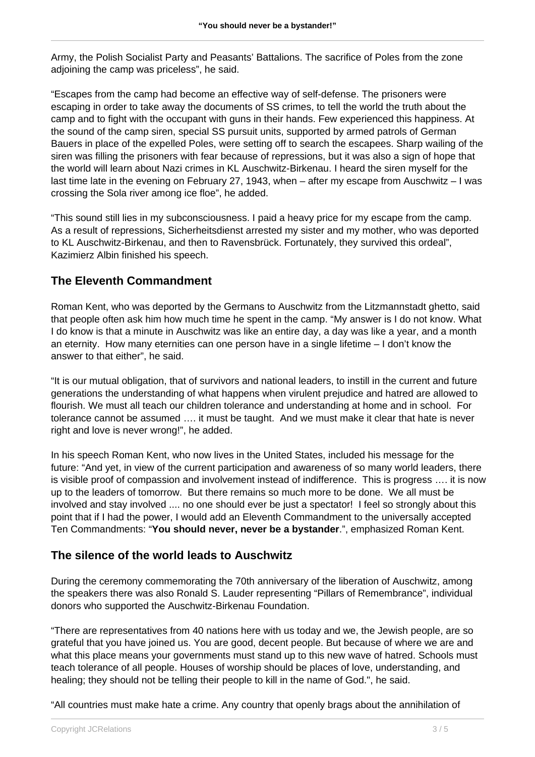Army, the Polish Socialist Party and Peasants' Battalions. The sacrifice of Poles from the zone adjoining the camp was priceless", he said.

"Escapes from the camp had become an effective way of self-defense. The prisoners were escaping in order to take away the documents of SS crimes, to tell the world the truth about the camp and to fight with the occupant with guns in their hands. Few experienced this happiness. At the sound of the camp siren, special SS pursuit units, supported by armed patrols of German Bauers in place of the expelled Poles, were setting off to search the escapees. Sharp wailing of the siren was filling the prisoners with fear because of repressions, but it was also a sign of hope that the world will learn about Nazi crimes in KL Auschwitz-Birkenau. I heard the siren myself for the last time late in the evening on February 27, 1943, when – after my escape from Auschwitz – I was crossing the Sola river among ice floe", he added.

"This sound still lies in my subconsciousness. I paid a heavy price for my escape from the camp. As a result of repressions, Sicherheitsdienst arrested my sister and my mother, who was deported to KL Auschwitz-Birkenau, and then to Ravensbrück. Fortunately, they survived this ordeal", Kazimierz Albin finished his speech.

## The Eleventh Commandment

Roman Kent, who was deported by the Germans to Auschwitz from the Litzmannstadt ghetto, said that people often ask him how much time he spent in the camp. "My answer is I do not know. What I do know is that a minute in Auschwitz was like an entire day, a day was like a year, and a month an eternity. How many eternities can one person have in a single lifetime – I don't know the answer to that either", he said.

"It is our mutual obligation, that of survivors and national leaders, to instill in the current and future generations the understanding of what happens when virulent prejudice and hatred are allowed to flourish. We must all teach our children tolerance and understanding at home and in school. For tolerance cannot be assumed …. it must be taught. And we must make it clear that hate is never right and love is never wrong!", he added.

In his speech Roman Kent, who now lives in the United States, included his message for the future: "And yet, in view of the current participation and awareness of so many world leaders, there is visible proof of compassion and involvement instead of indifference. This is progress …. it is now up to the leaders of tomorrow. But there remains so much more to be done. We all must be involved and stay involved .... no one should ever be just a spectator! I feel so strongly about this point that if I had the power, I would add an Eleventh Commandment to the universally accepted Ten Commandments: "**You should never, never be a bystander**.", emphasized Roman Kent.

## The silence of the world leads to Auschwitz

During the ceremony commemorating the 70th anniversary of the liberation of Auschwitz, among the speakers there was also Ronald S. Lauder representing "Pillars of Remembrance", individual donors who supported the Auschwitz-Birkenau Foundation.

"There are representatives from 40 nations here with us today and we, the Jewish people, are so grateful that you have joined us. You are good, decent people. But because of where we are and what this place means your governments must stand up to this new wave of hatred. Schools must teach tolerance of all people. Houses of worship should be places of love, understanding, and healing; they should not be telling their people to kill in the name of God.", he said.

"All countries must make hate a crime. Any country that openly brags about the annihilation of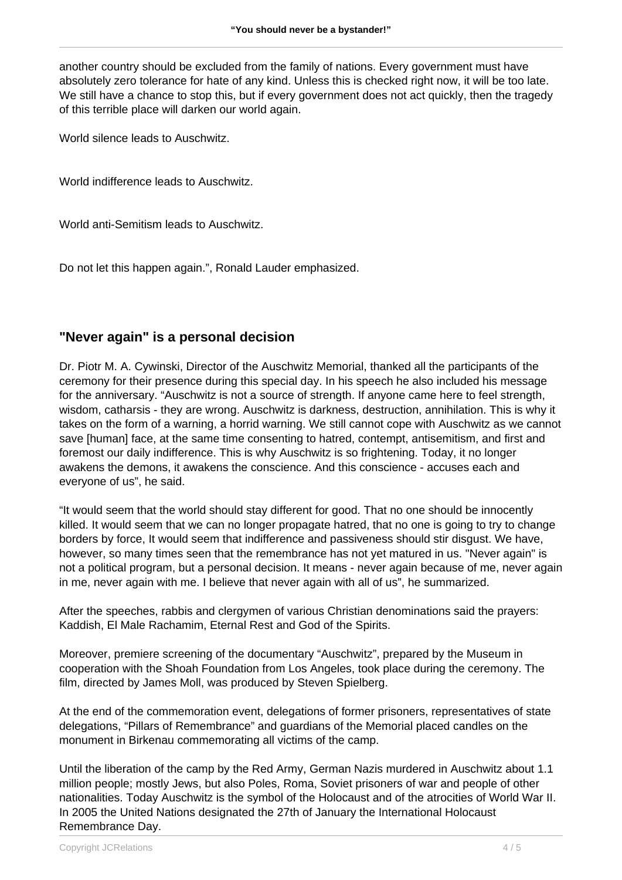another country should be excluded from the family of nations. Every government must have absolutely zero tolerance for hate of any kind. Unless this is checked right now, it will be too late. We still have a chance to stop this, but if every government does not act quickly, then the tragedy of this terrible place will darken our world again.

World silence leads to Auschwitz.

World indifference leads to Auschwitz.

World anti-Semitism leads to Auschwitz.

Do not let this happen again.", Ronald Lauder emphasized.

## "Never again" is a personal decision

Dr. Piotr M. A. Cywinski, Director of the Auschwitz Memorial, thanked all the participants of the ceremony for their presence during this special day. In his speech he also included his message for the anniversary. "Auschwitz is not a source of strength. If anyone came here to feel strength, wisdom, catharsis - they are wrong. Auschwitz is darkness, destruction, annihilation. This is why it takes on the form of a warning, a horrid warning. We still cannot cope with Auschwitz as we cannot save [human] face, at the same time consenting to hatred, contempt, antisemitism, and first and foremost our daily indifference. This is why Auschwitz is so frightening. Today, it no longer awakens the demons, it awakens the conscience. And this conscience - accuses each and everyone of us", he said.

"It would seem that the world should stay different for good. That no one should be innocently killed. It would seem that we can no longer propagate hatred, that no one is going to try to change borders by force, It would seem that indifference and passiveness should stir disgust. We have, however, so many times seen that the remembrance has not yet matured in us. "Never again" is not a political program, but a personal decision. It means - never again because of me, never again in me, never again with me. I believe that never again with all of us", he summarized.

After the speeches, rabbis and clergymen of various Christian denominations said the prayers: Kaddish, El Male Rachamim, Eternal Rest and God of the Spirits.

Moreover, premiere screening of the documentary "Auschwitz", prepared by the Museum in cooperation with the Shoah Foundation from Los Angeles, took place during the ceremony. The film, directed by James Moll, was produced by Steven Spielberg.

At the end of the commemoration event, delegations of former prisoners, representatives of state delegations, "Pillars of Remembrance" and guardians of the Memorial placed candles on the monument in Birkenau commemorating all victims of the camp.

Until the liberation of the camp by the Red Army, German Nazis murdered in Auschwitz about 1.1 million people; mostly Jews, but also Poles, Roma, Soviet prisoners of war and people of other nationalities. Today Auschwitz is the symbol of the Holocaust and of the atrocities of World War II. In 2005 the United Nations designated the 27th of January the International Holocaust Remembrance Day.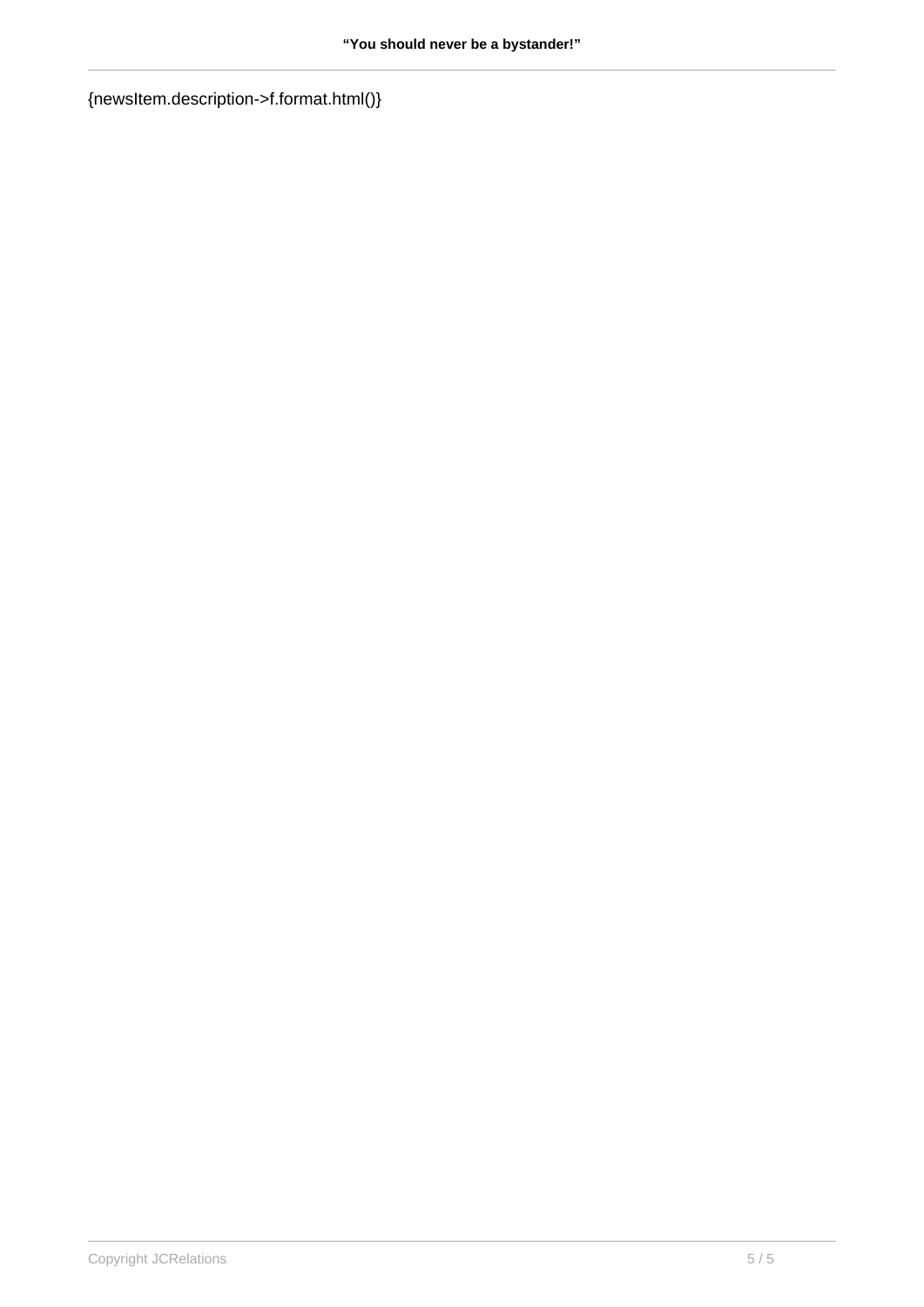{newsItem.description->f.format.html()}